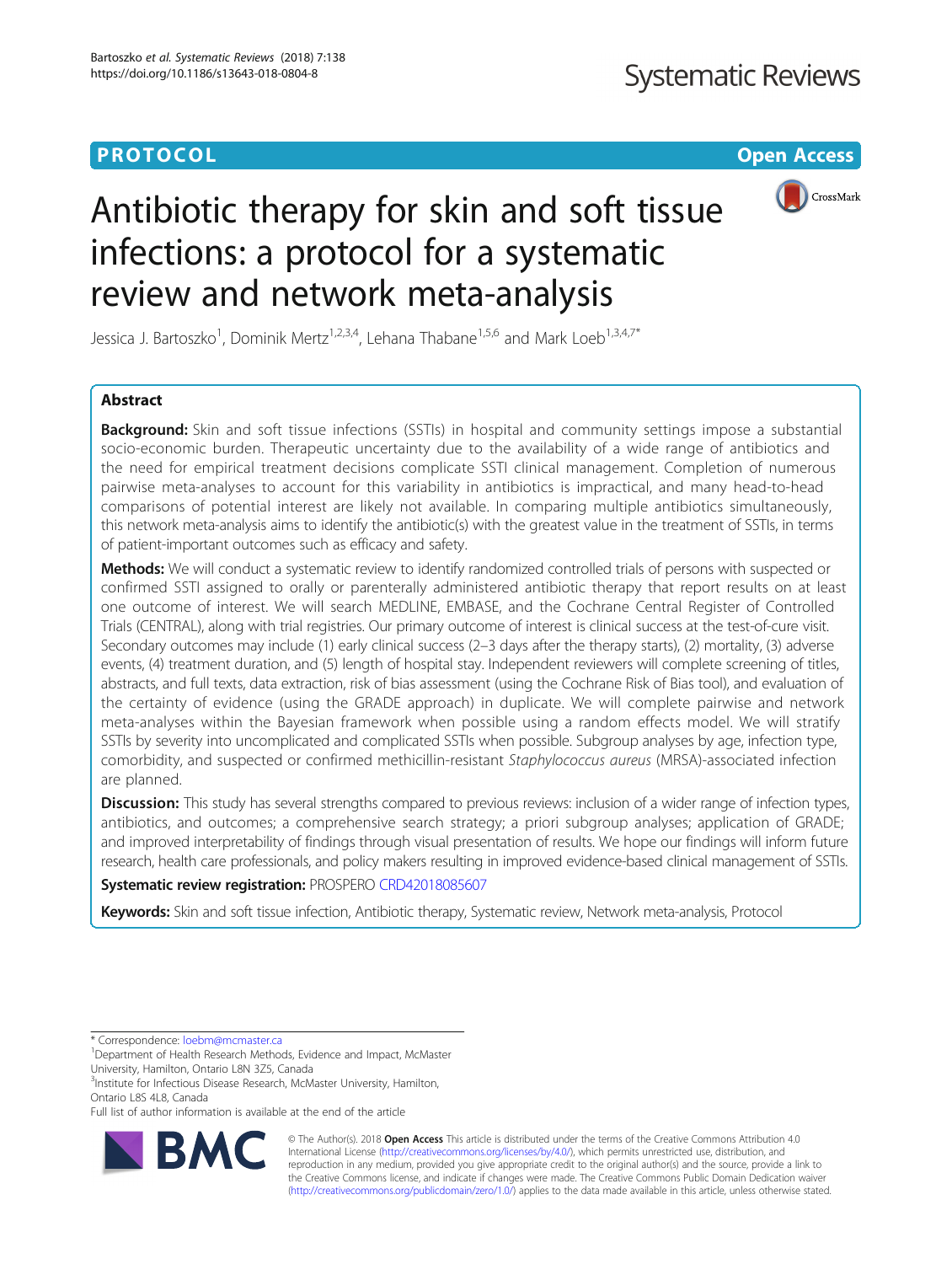**PROTOCOL** **Open Access**

# Antibiotic therapy for skin and soft tissue infections: a protocol for a systematic review and network meta-analysis

Jessica J. Bartoszko[1], Dominik Mertz[1,2,3,4], Lehana Thabane[1,5,6] and Mark Loeb[1,3,4,7*]

## Abstract

**Background:** Skin and soft tissue infections (SSTIs) in hospital and community settings impose a substantial socio-economic burden. Therapeutic uncertainty due to the availability of a wide range of antibiotics and the need for empirical treatment decisions complicate SSTI clinical management. Completion of numerous pairwise meta-analyses to account for this variability in antibiotics is impractical, and many head-to-head comparisons of potential interest are likely not available. In comparing multiple antibiotics simultaneously, this network meta-analysis aims to identify the antibiotic(s) with the greatest value in the treatment of SSTIs, in terms of patient-important outcomes such as efficacy and safety.

**Methods:** We will conduct a systematic review to identify randomized controlled trials of persons with suspected or confirmed SSTI assigned to orally or parenterally administered antibiotic therapy that report results on at least one outcome of interest. We will search MEDLINE, EMBASE, and the Cochrane Central Register of Controlled Trials (CENTRAL), along with trial registries. Our primary outcome of interest is clinical success at the test-of-cure visit. Secondary outcomes may include (1) early clinical success (2–3 days after the therapy starts), (2) mortality, (3) adverse events, (4) treatment duration, and (5) length of hospital stay. Independent reviewers will complete screening of titles, abstracts, and full texts, data extraction, risk of bias assessment (using the Cochrane Risk of Bias tool), and evaluation of the certainty of evidence (using the GRADE approach) in duplicate. We will complete pairwise and network meta-analyses within the Bayesian framework when possible using a random effects model. We will stratify SSTIs by severity into uncomplicated and complicated SSTIs when possible. Subgroup analyses by age, infection type, comorbidity, and suspected or confirmed methicillin-resistant *Staphylococcus aureus* (MRSA)-associated infection are planned.

**Discussion:** This study has several strengths compared to previous reviews: inclusion of a wider range of infection types, antibiotics, and outcomes; a comprehensive search strategy; a priori subgroup analyses; application of GRADE; and improved interpretability of findings through visual presentation of results. We hope our findings will inform future research, health care professionals, and policy makers resulting in improved evidence-based clinical management of SSTIs.

**Systematic review registration:** PROSPERO CRD42018085607

**Keywords:** Skin and soft tissue infection, Antibiotic therapy, Systematic review, Network meta-analysis, Protocol

---

\* Correspondence: loebm@mcmaster.ca
[1]Department of Health Research Methods, Evidence and Impact, McMaster University, Hamilton, Ontario L8N 3Z5, Canada
[3]Institute for Infectious Disease Research, McMaster University, Hamilton, Ontario L8S 4L8, Canada
Full list of author information is available at the end of the article

© The Author(s). 2018 **Open Access** This article is distributed under the terms of the Creative Commons Attribution 4.0 International License (http://creativecommons.org/licenses/by/4.0/), which permits unrestricted use, distribution, and reproduction in any medium, provided you give appropriate credit to the original author(s) and the source, provide a link to the Creative Commons license, and indicate if changes were made. The Creative Commons Public Domain Dedication waiver (http://creativecommons.org/publicdomain/zero/1.0/) applies to the data made available in this article, unless otherwise stated.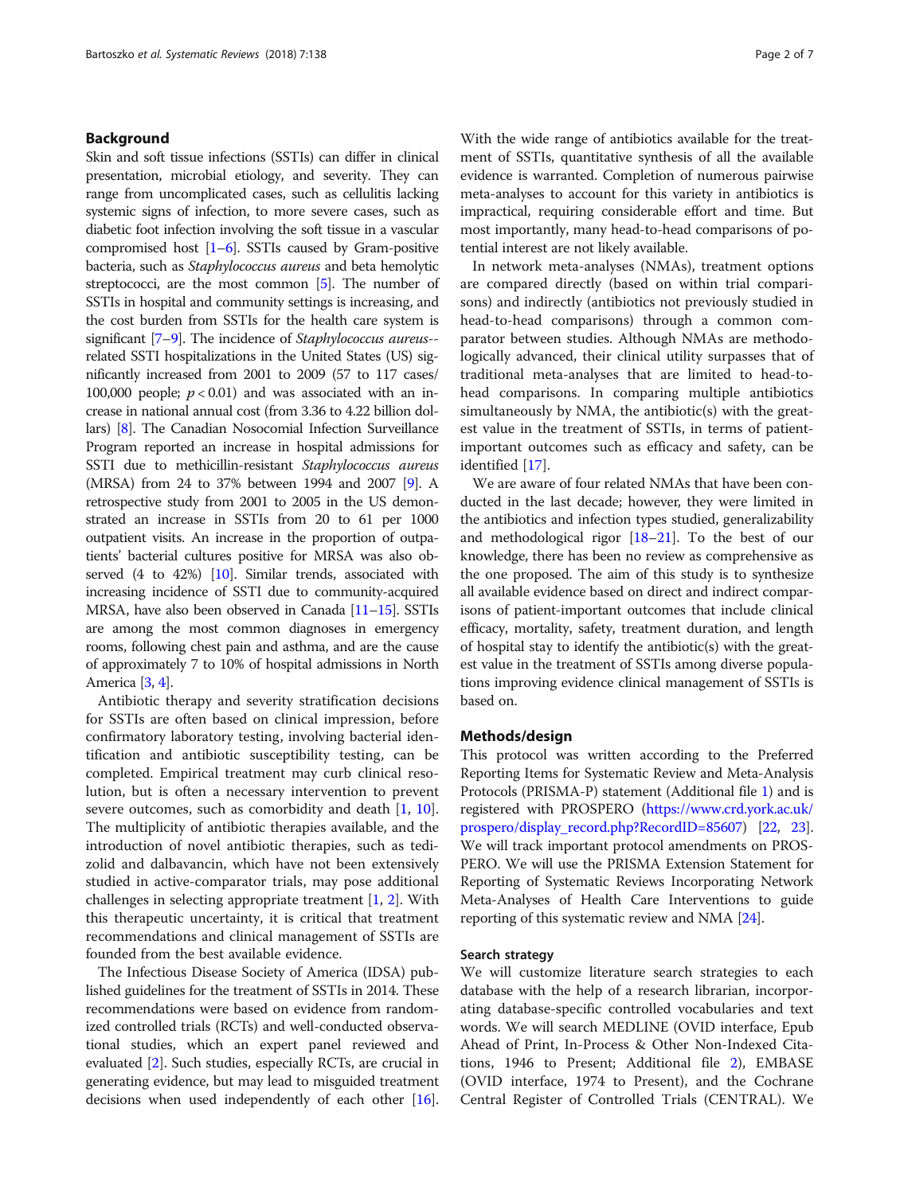## Background

Skin and soft tissue infections (SSTIs) can differ in clinical presentation, microbial etiology, and severity. They can range from uncomplicated cases, such as cellulitis lacking systemic signs of infection, to more severe cases, such as diabetic foot infection involving the soft tissue in a vascular compromised host [1–6]. SSTIs caused by Gram-positive bacteria, such as *Staphylococcus aureus* and beta hemolytic streptococci, are the most common [5]. The number of SSTIs in hospital and community settings is increasing, and the cost burden from SSTIs for the health care system is significant [7–9]. The incidence of *Staphylococcus aureus*--related SSTI hospitalizations in the United States (US) significantly increased from 2001 to 2009 (57 to 117 cases/100,000 people; $p < 0.01$) and was associated with an increase in national annual cost (from 3.36 to 4.22 billion dollars) [8]. The Canadian Nosocomial Infection Surveillance Program reported an increase in hospital admissions for SSTI due to methicillin-resistant *Staphylococcus aureus* (MRSA) from 24 to 37% between 1994 and 2007 [9]. A retrospective study from 2001 to 2005 in the US demonstrated an increase in SSTIs from 20 to 61 per 1000 outpatient visits. An increase in the proportion of outpatients' bacterial cultures positive for MRSA was also observed (4 to 42%) [10]. Similar trends, associated with increasing incidence of SSTI due to community-acquired MRSA, have also been observed in Canada [11–15]. SSTIs are among the most common diagnoses in emergency rooms, following chest pain and asthma, and are the cause of approximately 7 to 10% of hospital admissions in North America [3, 4].

Antibiotic therapy and severity stratification decisions for SSTIs are often based on clinical impression, before confirmatory laboratory testing, involving bacterial identification and antibiotic susceptibility testing, can be completed. Empirical treatment may curb clinical resolution, but is often a necessary intervention to prevent severe outcomes, such as comorbidity and death [1, 10]. The multiplicity of antibiotic therapies available, and the introduction of novel antibiotic therapies, such as tedizolid and dalbavancin, which have not been extensively studied in active-comparator trials, may pose additional challenges in selecting appropriate treatment [1, 2]. With this therapeutic uncertainty, it is critical that treatment recommendations and clinical management of SSTIs are founded from the best available evidence.

The Infectious Disease Society of America (IDSA) published guidelines for the treatment of SSTIs in 2014. These recommendations were based on evidence from randomized controlled trials (RCTs) and well-conducted observational studies, which an expert panel reviewed and evaluated [2]. Such studies, especially RCTs, are crucial in generating evidence, but may lead to misguided treatment decisions when used independently of each other [16]. With the wide range of antibiotics available for the treatment of SSTIs, quantitative synthesis of all the available evidence is warranted. Completion of numerous pairwise meta-analyses to account for this variety in antibiotics is impractical, requiring considerable effort and time. But most importantly, many head-to-head comparisons of potential interest are not likely available.

In network meta-analyses (NMAs), treatment options are compared directly (based on within trial comparisons) and indirectly (antibiotics not previously studied in head-to-head comparisons) through a common comparator between studies. Although NMAs are methodologically advanced, their clinical utility surpasses that of traditional meta-analyses that are limited to head-to-head comparisons. In comparing multiple antibiotics simultaneously by NMA, the antibiotic(s) with the greatest value in the treatment of SSTIs, in terms of patient-important outcomes such as efficacy and safety, can be identified [17].

We are aware of four related NMAs that have been conducted in the last decade; however, they were limited in the antibiotics and infection types studied, generalizability and methodological rigor [18–21]. To the best of our knowledge, there has been no review as comprehensive as the one proposed. The aim of this study is to synthesize all available evidence based on direct and indirect comparisons of patient-important outcomes that include clinical efficacy, mortality, safety, treatment duration, and length of hospital stay to identify the antibiotic(s) with the greatest value in the treatment of SSTIs among diverse populations improving evidence clinical management of SSTIs is based on.

## Methods/design

This protocol was written according to the Preferred Reporting Items for Systematic Review and Meta-Analysis Protocols (PRISMA-P) statement (Additional file 1) and is registered with PROSPERO (https://www.crd.york.ac.uk/prospero/display_record.php?RecordID=85607) [22, 23]. We will track important protocol amendments on PROSPERO. We will use the PRISMA Extension Statement for Reporting of Systematic Reviews Incorporating Network Meta-Analyses of Health Care Interventions to guide reporting of this systematic review and NMA [24].

### Search strategy

We will customize literature search strategies to each database with the help of a research librarian, incorporating database-specific controlled vocabularies and text words. We will search MEDLINE (OVID interface, Epub Ahead of Print, In-Process & Other Non-Indexed Citations, 1946 to Present; Additional file 2), EMBASE (OVID interface, 1974 to Present), and the Cochrane Central Register of Controlled Trials (CENTRAL). We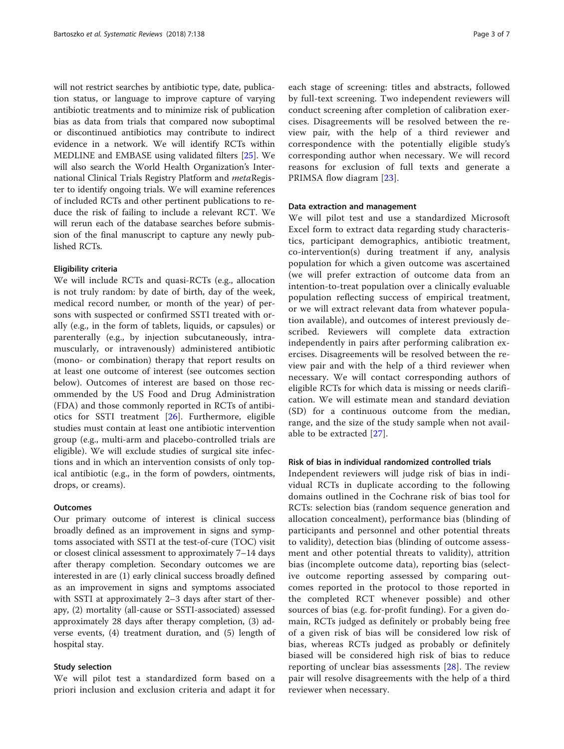will not restrict searches by antibiotic type, date, publication status, or language to improve capture of varying antibiotic treatments and to minimize risk of publication bias as data from trials that compared now suboptimal or discontinued antibiotics may contribute to indirect evidence in a network. We will identify RCTs within MEDLINE and EMBASE using validated filters [25]. We will also search the World Health Organization's International Clinical Trials Registry Platform and *meta*Register to identify ongoing trials. We will examine references of included RCTs and other pertinent publications to reduce the risk of failing to include a relevant RCT. We will rerun each of the database searches before submission of the final manuscript to capture any newly published RCTs.

### Eligibility criteria

We will include RCTs and quasi-RCTs (e.g., allocation is not truly random: by date of birth, day of the week, medical record number, or month of the year) of persons with suspected or confirmed SSTI treated with orally (e.g., in the form of tablets, liquids, or capsules) or parenterally (e.g., by injection subcutaneously, intramuscularly, or intravenously) administered antibiotic (mono- or combination) therapy that report results on at least one outcome of interest (see outcomes section below). Outcomes of interest are based on those recommended by the US Food and Drug Administration (FDA) and those commonly reported in RCTs of antibiotics for SSTI treatment [26]. Furthermore, eligible studies must contain at least one antibiotic intervention group (e.g., multi-arm and placebo-controlled trials are eligible). We will exclude studies of surgical site infections and in which an intervention consists of only topical antibiotic (e.g., in the form of powders, ointments, drops, or creams).

### Outcomes

Our primary outcome of interest is clinical success broadly defined as an improvement in signs and symptoms associated with SSTI at the test-of-cure (TOC) visit or closest clinical assessment to approximately 7–14 days after therapy completion. Secondary outcomes we are interested in are (1) early clinical success broadly defined as an improvement in signs and symptoms associated with SSTI at approximately 2–3 days after start of therapy, (2) mortality (all-cause or SSTI-associated) assessed approximately 28 days after therapy completion, (3) adverse events, (4) treatment duration, and (5) length of hospital stay.

### Study selection

We will pilot test a standardized form based on a priori inclusion and exclusion criteria and adapt it for each stage of screening: titles and abstracts, followed by full-text screening. Two independent reviewers will conduct screening after completion of calibration exercises. Disagreements will be resolved between the review pair, with the help of a third reviewer and correspondence with the potentially eligible study's corresponding author when necessary. We will record reasons for exclusion of full texts and generate a PRIMSA flow diagram [23].

### Data extraction and management

We will pilot test and use a standardized Microsoft Excel form to extract data regarding study characteristics, participant demographics, antibiotic treatment, co-intervention(s) during treatment if any, analysis population for which a given outcome was ascertained (we will prefer extraction of outcome data from an intention-to-treat population over a clinically evaluable population reflecting success of empirical treatment, or we will extract relevant data from whatever population available), and outcomes of interest previously described. Reviewers will complete data extraction independently in pairs after performing calibration exercises. Disagreements will be resolved between the review pair and with the help of a third reviewer when necessary. We will contact corresponding authors of eligible RCTs for which data is missing or needs clarification. We will estimate mean and standard deviation (SD) for a continuous outcome from the median, range, and the size of the study sample when not available to be extracted [27].

### Risk of bias in individual randomized controlled trials

Independent reviewers will judge risk of bias in individual RCTs in duplicate according to the following domains outlined in the Cochrane risk of bias tool for RCTs: selection bias (random sequence generation and allocation concealment), performance bias (blinding of participants and personnel and other potential threats to validity), detection bias (blinding of outcome assessment and other potential threats to validity), attrition bias (incomplete outcome data), reporting bias (selective outcome reporting assessed by comparing outcomes reported in the protocol to those reported in the completed RCT whenever possible) and other sources of bias (e.g. for-profit funding). For a given domain, RCTs judged as definitely or probably being free of a given risk of bias will be considered low risk of bias, whereas RCTs judged as probably or definitely biased will be considered high risk of bias to reduce reporting of unclear bias assessments [28]. The review pair will resolve disagreements with the help of a third reviewer when necessary.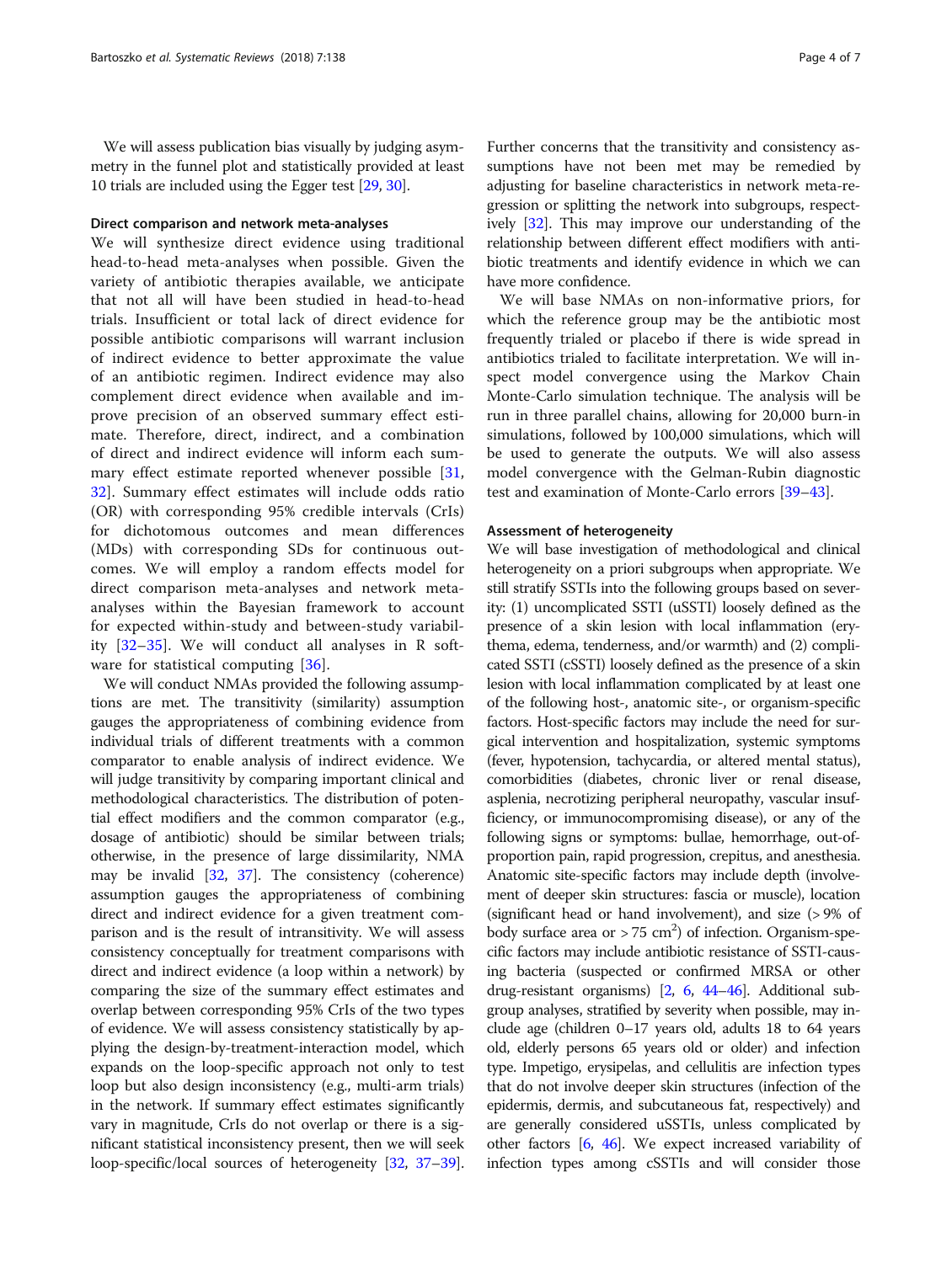We will assess publication bias visually by judging asymmetry in the funnel plot and statistically provided at least 10 trials are included using the Egger test [29, 30].

### Direct comparison and network meta-analyses

We will synthesize direct evidence using traditional head-to-head meta-analyses when possible. Given the variety of antibiotic therapies available, we anticipate that not all will have been studied in head-to-head trials. Insufficient or total lack of direct evidence for possible antibiotic comparisons will warrant inclusion of indirect evidence to better approximate the value of an antibiotic regimen. Indirect evidence may also complement direct evidence when available and improve precision of an observed summary effect estimate. Therefore, direct, indirect, and a combination of direct and indirect evidence will inform each summary effect estimate reported whenever possible [31, 32]. Summary effect estimates will include odds ratio (OR) with corresponding 95% credible intervals (CrIs) for dichotomous outcomes and mean differences (MDs) with corresponding SDs for continuous outcomes. We will employ a random effects model for direct comparison meta-analyses and network meta-analyses within the Bayesian framework to account for expected within-study and between-study variability [32–35]. We will conduct all analyses in R software for statistical computing [36].

We will conduct NMAs provided the following assumptions are met. The transitivity (similarity) assumption gauges the appropriateness of combining evidence from individual trials of different treatments with a common comparator to enable analysis of indirect evidence. We will judge transitivity by comparing important clinical and methodological characteristics. The distribution of potential effect modifiers and the common comparator (e.g., dosage of antibiotic) should be similar between trials; otherwise, in the presence of large dissimilarity, NMA may be invalid [32, 37]. The consistency (coherence) assumption gauges the appropriateness of combining direct and indirect evidence for a given treatment comparison and is the result of intransitivity. We will assess consistency conceptually for treatment comparisons with direct and indirect evidence (a loop within a network) by comparing the size of the summary effect estimates and overlap between corresponding 95% CrIs of the two types of evidence. We will assess consistency statistically by applying the design-by-treatment-interaction model, which expands on the loop-specific approach not only to test loop but also design inconsistency (e.g., multi-arm trials) in the network. If summary effect estimates significantly vary in magnitude, CrIs do not overlap or there is a significant statistical inconsistency present, then we will seek loop-specific/local sources of heterogeneity [32, 37–39]. Further concerns that the transitivity and consistency assumptions have not been met may be remedied by adjusting for baseline characteristics in network meta-regression or splitting the network into subgroups, respectively [32]. This may improve our understanding of the relationship between different effect modifiers with antibiotic treatments and identify evidence in which we can have more confidence.

We will base NMAs on non-informative priors, for which the reference group may be the antibiotic most frequently trialed or placebo if there is wide spread in antibiotics trialed to facilitate interpretation. We will inspect model convergence using the Markov Chain Monte-Carlo simulation technique. The analysis will be run in three parallel chains, allowing for 20,000 burn-in simulations, followed by 100,000 simulations, which will be used to generate the outputs. We will also assess model convergence with the Gelman-Rubin diagnostic test and examination of Monte-Carlo errors [39–43].

### Assessment of heterogeneity

We will base investigation of methodological and clinical heterogeneity on a priori subgroups when appropriate. We still stratify SSTIs into the following groups based on severity: (1) uncomplicated SSTI (uSSTI) loosely defined as the presence of a skin lesion with local inflammation (erythema, edema, tenderness, and/or warmth) and (2) complicated SSTI (cSSTI) loosely defined as the presence of a skin lesion with local inflammation complicated by at least one of the following host-, anatomic site-, or organism-specific factors. Host-specific factors may include the need for surgical intervention and hospitalization, systemic symptoms (fever, hypotension, tachycardia, or altered mental status), comorbidities (diabetes, chronic liver or renal disease, asplenia, necrotizing peripheral neuropathy, vascular insufficiency, or immunocompromising disease), or any of the following signs or symptoms: bullae, hemorrhage, out-of-proportion pain, rapid progression, crepitus, and anesthesia. Anatomic site-specific factors may include depth (involvement of deeper skin structures: fascia or muscle), location (significant head or hand involvement), and size (> 9% of body surface area or > 75 cm$^2$) of infection. Organism-specific factors may include antibiotic resistance of SSTI-causing bacteria (suspected or confirmed MRSA or other drug-resistant organisms) [2, 6, 44–46]. Additional subgroup analyses, stratified by severity when possible, may include age (children 0–17 years old, adults 18 to 64 years old, elderly persons 65 years old or older) and infection type. Impetigo, erysipelas, and cellulitis are infection types that do not involve deeper skin structures (infection of the epidermis, dermis, and subcutaneous fat, respectively) and are generally considered uSSTIs, unless complicated by other factors [6, 46]. We expect increased variability of infection types among cSSTIs and will consider those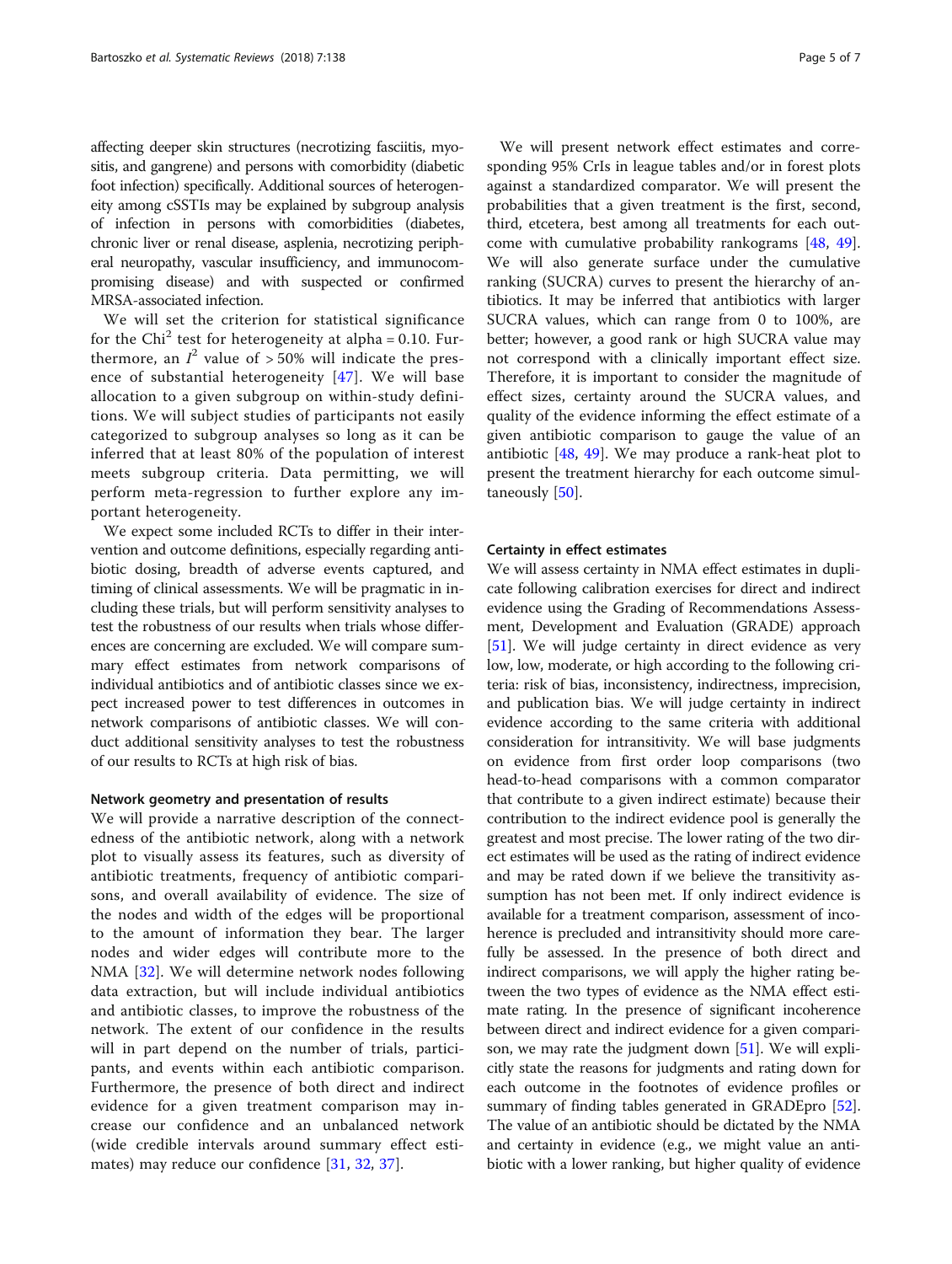affecting deeper skin structures (necrotizing fasciitis, myositis, and gangrene) and persons with comorbidity (diabetic foot infection) specifically. Additional sources of heterogeneity among cSSTIs may be explained by subgroup analysis of infection in persons with comorbidities (diabetes, chronic liver or renal disease, asplenia, necrotizing peripheral neuropathy, vascular insufficiency, and immunocompromising disease) and with suspected or confirmed MRSA-associated infection.

We will set the criterion for statistical significance for the Chi$^2$ test for heterogeneity at alpha = 0.10. Furthermore, an $I^2$ value of > 50% will indicate the presence of substantial heterogeneity [47]. We will base allocation to a given subgroup on within-study definitions. We will subject studies of participants not easily categorized to subgroup analyses so long as it can be inferred that at least 80% of the population of interest meets subgroup criteria. Data permitting, we will perform meta-regression to further explore any important heterogeneity.

We expect some included RCTs to differ in their intervention and outcome definitions, especially regarding antibiotic dosing, breadth of adverse events captured, and timing of clinical assessments. We will be pragmatic in including these trials, but will perform sensitivity analyses to test the robustness of our results when trials whose differences are concerning are excluded. We will compare summary effect estimates from network comparisons of individual antibiotics and of antibiotic classes since we expect increased power to test differences in outcomes in network comparisons of antibiotic classes. We will conduct additional sensitivity analyses to test the robustness of our results to RCTs at high risk of bias.

### Network geometry and presentation of results

We will provide a narrative description of the connectedness of the antibiotic network, along with a network plot to visually assess its features, such as diversity of antibiotic treatments, frequency of antibiotic comparisons, and overall availability of evidence. The size of the nodes and width of the edges will be proportional to the amount of information they bear. The larger nodes and wider edges will contribute more to the NMA [32]. We will determine network nodes following data extraction, but will include individual antibiotics and antibiotic classes, to improve the robustness of the network. The extent of our confidence in the results will in part depend on the number of trials, participants, and events within each antibiotic comparison. Furthermore, the presence of both direct and indirect evidence for a given treatment comparison may increase our confidence and an unbalanced network (wide credible intervals around summary effect estimates) may reduce our confidence [31, 32, 37].

We will present network effect estimates and corresponding 95% CrIs in league tables and/or in forest plots against a standardized comparator. We will present the probabilities that a given treatment is the first, second, third, etcetera, best among all treatments for each outcome with cumulative probability rankograms [48, 49]. We will also generate surface under the cumulative ranking (SUCRA) curves to present the hierarchy of antibiotics. It may be inferred that antibiotics with larger SUCRA values, which can range from 0 to 100%, are better; however, a good rank or high SUCRA value may not correspond with a clinically important effect size. Therefore, it is important to consider the magnitude of effect sizes, certainty around the SUCRA values, and quality of the evidence informing the effect estimate of a given antibiotic comparison to gauge the value of an antibiotic [48, 49]. We may produce a rank-heat plot to present the treatment hierarchy for each outcome simultaneously [50].

### Certainty in effect estimates

We will assess certainty in NMA effect estimates in duplicate following calibration exercises for direct and indirect evidence using the Grading of Recommendations Assessment, Development and Evaluation (GRADE) approach [51]. We will judge certainty in direct evidence as very low, low, moderate, or high according to the following criteria: risk of bias, inconsistency, indirectness, imprecision, and publication bias. We will judge certainty in indirect evidence according to the same criteria with additional consideration for intransitivity. We will base judgments on evidence from first order loop comparisons (two head-to-head comparisons with a common comparator that contribute to a given indirect estimate) because their contribution to the indirect evidence pool is generally the greatest and most precise. The lower rating of the two direct estimates will be used as the rating of indirect evidence and may be rated down if we believe the transitivity assumption has not been met. If only indirect evidence is available for a treatment comparison, assessment of incoherence is precluded and intransitivity should more carefully be assessed. In the presence of both direct and indirect comparisons, we will apply the higher rating between the two types of evidence as the NMA effect estimate rating. In the presence of significant incoherence between direct and indirect evidence for a given comparison, we may rate the judgment down [51]. We will explicitly state the reasons for judgments and rating down for each outcome in the footnotes of evidence profiles or summary of finding tables generated in GRADEpro [52]. The value of an antibiotic should be dictated by the NMA and certainty in evidence (e.g., we might value an antibiotic with a lower ranking, but higher quality of evidence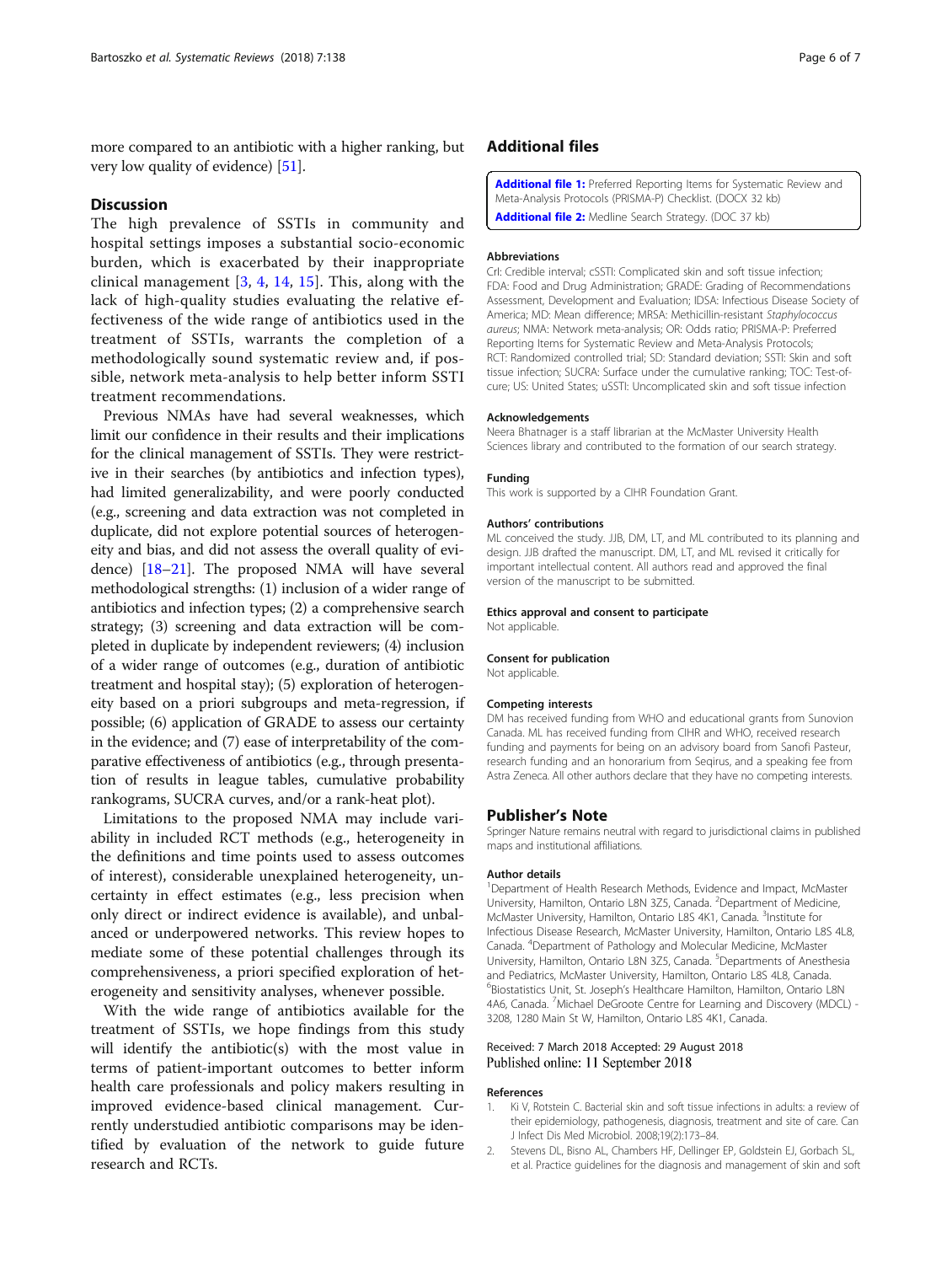more compared to an antibiotic with a higher ranking, but very low quality of evidence) [51].

## Discussion

The high prevalence of SSTIs in community and hospital settings imposes a substantial socio-economic burden, which is exacerbated by their inappropriate clinical management [3, 4, 14, 15]. This, along with the lack of high-quality studies evaluating the relative effectiveness of the wide range of antibiotics used in the treatment of SSTIs, warrants the completion of a methodologically sound systematic review and, if possible, network meta-analysis to help better inform SSTI treatment recommendations.

Previous NMAs have had several weaknesses, which limit our confidence in their results and their implications for the clinical management of SSTIs. They were restrictive in their searches (by antibiotics and infection types), had limited generalizability, and were poorly conducted (e.g., screening and data extraction was not completed in duplicate, did not explore potential sources of heterogeneity and bias, and did not assess the overall quality of evidence) [18–21]. The proposed NMA will have several methodological strengths: (1) inclusion of a wider range of antibiotics and infection types; (2) a comprehensive search strategy; (3) screening and data extraction will be completed in duplicate by independent reviewers; (4) inclusion of a wider range of outcomes (e.g., duration of antibiotic treatment and hospital stay); (5) exploration of heterogeneity based on a priori subgroups and meta-regression, if possible; (6) application of GRADE to assess our certainty in the evidence; and (7) ease of interpretability of the comparative effectiveness of antibiotics (e.g., through presentation of results in league tables, cumulative probability rankograms, SUCRA curves, and/or a rank-heat plot).

Limitations to the proposed NMA may include variability in included RCT methods (e.g., heterogeneity in the definitions and time points used to assess outcomes of interest), considerable unexplained heterogeneity, uncertainty in effect estimates (e.g., less precision when only direct or indirect evidence is available), and unbalanced or underpowered networks. This review hopes to mediate some of these potential challenges through its comprehensiveness, a priori specified exploration of heterogeneity and sensitivity analyses, whenever possible.

With the wide range of antibiotics available for the treatment of SSTIs, we hope findings from this study will identify the antibiotic(s) with the most value in terms of patient-important outcomes to better inform health care professionals and policy makers resulting in improved evidence-based clinical management. Currently understudied antibiotic comparisons may be identified by evaluation of the network to guide future research and RCTs.

## Additional files

**Additional file 1:** Preferred Reporting Items for Systematic Review and Meta-Analysis Protocols (PRISMA-P) Checklist. (DOCX 32 kb)

**Additional file 2:** Medline Search Strategy. (DOC 37 kb)

#### Abbreviations

CrI: Credible interval; cSSTI: Complicated skin and soft tissue infection; FDA: Food and Drug Administration; GRADE: Grading of Recommendations Assessment, Development and Evaluation; IDSA: Infectious Disease Society of America; MD: Mean difference; MRSA: Methicillin-resistant *Staphylococcus aureus*; NMA: Network meta-analysis; OR: Odds ratio; PRISMA-P: Preferred Reporting Items for Systematic Review and Meta-Analysis Protocols; RCT: Randomized controlled trial; SD: Standard deviation; SSTI: Skin and soft tissue infection; SUCRA: Surface under the cumulative ranking; TOC: Test-of-cure; US: United States; uSSTI: Uncomplicated skin and soft tissue infection

#### Acknowledgements

Neera Bhatnager is a staff librarian at the McMaster University Health Sciences library and contributed to the formation of our search strategy.

#### Funding

This work is supported by a CIHR Foundation Grant.

#### Authors' contributions

ML conceived the study. JJB, DM, LT, and ML contributed to its planning and design. JJB drafted the manuscript. DM, LT, and ML revised it critically for important intellectual content. All authors read and approved the final version of the manuscript to be submitted.

#### Ethics approval and consent to participate

Not applicable.

#### Consent for publication

Not applicable.

#### Competing interests

DM has received funding from WHO and educational grants from Sunovion Canada. ML has received funding from CIHR and WHO, received research funding and payments for being on an advisory board from Sanofi Pasteur, research funding and an honorarium from Seqirus, and a speaking fee from Astra Zeneca. All other authors declare that they have no competing interests.

## Publisher's Note

Springer Nature remains neutral with regard to jurisdictional claims in published maps and institutional affiliations.

#### Author details

[1]Department of Health Research Methods, Evidence and Impact, McMaster University, Hamilton, Ontario L8N 3Z5, Canada. [2]Department of Medicine, McMaster University, Hamilton, Ontario L8S 4K1, Canada. [3]Institute for Infectious Disease Research, McMaster University, Hamilton, Ontario L8S 4L8, Canada. [4]Department of Pathology and Molecular Medicine, McMaster University, Hamilton, Ontario L8N 3Z5, Canada. [5]Departments of Anesthesia and Pediatrics, McMaster University, Hamilton, Ontario L8S 4L8, Canada. [6]Biostatistics Unit, St. Joseph's Healthcare Hamilton, Hamilton, Ontario L8N 4A6, Canada. [7]Michael DeGroote Centre for Learning and Discovery (MDCL) - 3208, 1280 Main St W, Hamilton, Ontario L8S 4K1, Canada.

Received: 7 March 2018 Accepted: 29 August 2018
Published online: 11 September 2018

#### References

1. Ki V, Rotstein C. Bacterial skin and soft tissue infections in adults: a review of their epidemiology, pathogenesis, diagnosis, treatment and site of care. Can J Infect Dis Med Microbiol. 2008;19(2):173–84.
2. Stevens DL, Bisno AL, Chambers HF, Dellinger EP, Goldstein EJ, Gorbach SL, et al. Practice guidelines for the diagnosis and management of skin and soft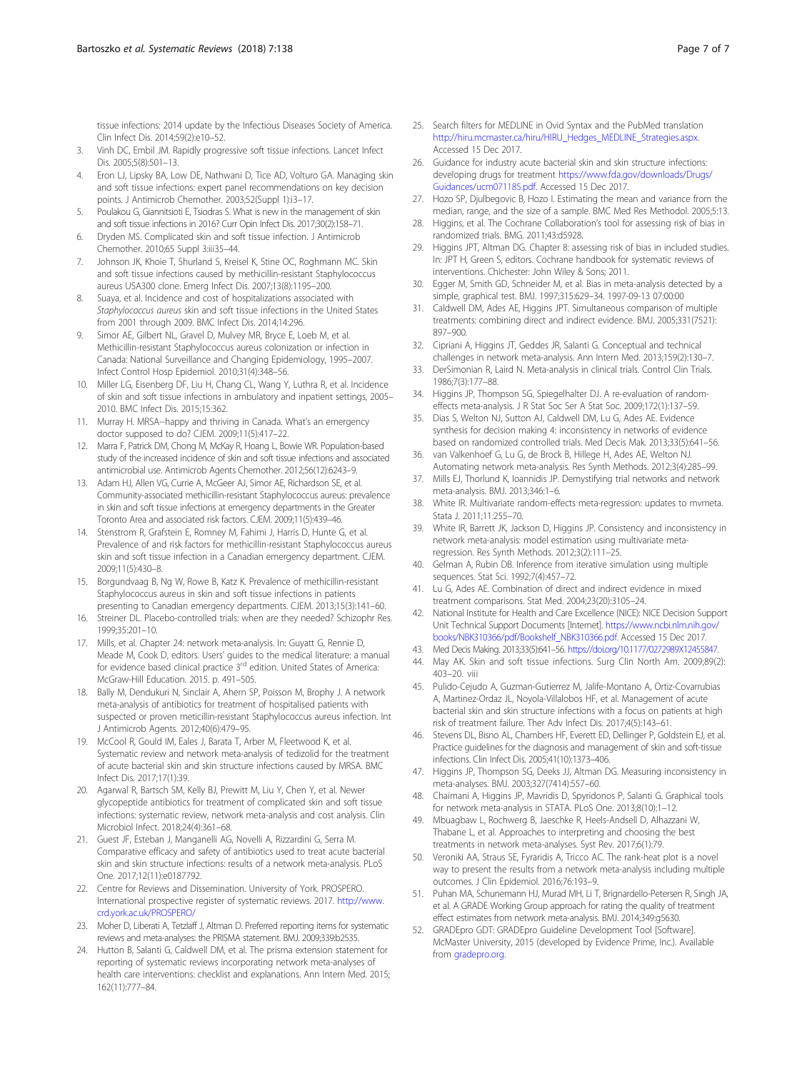tissue infections: 2014 update by the Infectious Diseases Society of America. Clin Infect Dis. 2014;59(2):e10–52.

3. Vinh DC, Embil JM. Rapidly progressive soft tissue infections. Lancet Infect Dis. 2005;5(8):501–13.
4. Eron LJ, Lipsky BA, Low DE, Nathwani D, Tice AD, Volturo GA. Managing skin and soft tissue infections: expert panel recommendations on key decision points. J Antimicrob Chemother. 2003;52(Suppl 1):i3–17.
5. Poulakou G, Giannitsioti E, Tsiodras S. What is new in the management of skin and soft tissue infections in 2016? Curr Opin Infect Dis. 2017;30(2):158–71.
6. Dryden MS. Complicated skin and soft tissue infection. J Antimicrob Chemother. 2010;65 Suppl 3:iii35–44.
7. Johnson JK, Khoie T, Shurland S, Kreisel K, Stine OC, Roghmann MC. Skin and soft tissue infections caused by methicillin-resistant Staphylococcus aureus USA300 clone. Emerg Infect Dis. 2007;13(8):1195–200.
8. Suaya, et al. Incidence and cost of hospitalizations associated with *Staphylococcus aureus* skin and soft tissue infections in the United States from 2001 through 2009. BMC Infect Dis. 2014;14:296.
9. Simor AE, Gilbert NL, Gravel D, Mulvey MR, Bryce E, Loeb M, et al. Methicillin-resistant Staphylococcus aureus colonization or infection in Canada: National Surveillance and Changing Epidemiology, 1995–2007. Infect Control Hosp Epidemiol. 2010;31(4):348–56.
10. Miller LG, Eisenberg DF, Liu H, Chang CL, Wang Y, Luthra R, et al. Incidence of skin and soft tissue infections in ambulatory and inpatient settings, 2005–2010. BMC Infect Dis. 2015;15:362.
11. Murray H. MRSA--happy and thriving in Canada. What's an emergency doctor supposed to do? CJEM. 2009;11(5):417–22.
12. Marra F, Patrick DM, Chong M, McKay R, Hoang L, Bowie WR. Population-based study of the increased incidence of skin and soft tissue infections and associated antimicrobial use. Antimicrob Agents Chemother. 2012;56(12):6243–9.
13. Adam HJ, Allen VG, Currie A, McGeer AJ, Simor AE, Richardson SE, et al. Community-associated methicillin-resistant Staphylococcus aureus: prevalence in skin and soft tissue infections at emergency departments in the Greater Toronto Area and associated risk factors. CJEM. 2009;11(5):439–46.
14. Stenstrom R, Grafstein E, Romney M, Fahimi J, Harris D, Hunte G, et al. Prevalence of and risk factors for methicillin-resistant Staphylococcus aureus skin and soft tissue infection in a Canadian emergency department. CJEM. 2009;11(5):430–8.
15. Borgundvaag B, Ng W, Rowe B, Katz K. Prevalence of methicillin-resistant Staphylococcus aureus in skin and soft tissue infections in patients presenting to Canadian emergency departments. CJEM. 2013;15(3):141–60.
16. Streiner DL. Placebo-controlled trials: when are they needed? Schizophr Res. 1999;35:201–10.
17. Mills, et al. Chapter 24: network meta-analysis. In: Guyatt G, Rennie D, Meade M, Cook D, editors. Users' guides to the medical literature: a manual for evidence based clinical practice 3rd edition. United States of America: McGraw-Hill Education. 2015. p. 491–505.
18. Bally M, Dendukuri N, Sinclair A, Ahern SP, Poisson M, Brophy J. A network meta-analysis of antibiotics for treatment of hospitalised patients with suspected or proven meticillin-resistant Staphylococcus aureus infection. Int J Antimicrob Agents. 2012;40(6):479–95.
19. McCool R, Gould IM, Eales J, Barata T, Arber M, Fleetwood K, et al. Systematic review and network meta-analysis of tedizolid for the treatment of acute bacterial skin and skin structure infections caused by MRSA. BMC Infect Dis. 2017;17(1):39.
20. Agarwal R, Bartsch SM, Kelly BJ, Prewitt M, Liu Y, Chen Y, et al. Newer glycopeptide antibiotics for treatment of complicated skin and soft tissue infections: systematic review, network meta-analysis and cost analysis. Clin Microbiol Infect. 2018;24(4):361–68.
21. Guest JF, Esteban J, Manganelli AG, Novelli A, Rizzardini G, Serra M. Comparative efficacy and safety of antibiotics used to treat acute bacterial skin and skin structure infections: results of a network meta-analysis. PLoS One. 2017;12(11):e0187792.
22. Centre for Reviews and Dissemination. University of York. PROSPERO. International prospective register of systematic reviews. 2017. http://www.crd.york.ac.uk/PROSPERO/
23. Moher D, Liberati A, Tetzlaff J, Altman D. Preferred reporting items for systematic reviews and meta-analyses: the PRISMA statement. BMJ. 2009;339:b2535.
24. Hutton B, Salanti G, Caldwell DM, et al. The prisma extension statement for reporting of systematic reviews incorporating network meta-analyses of health care interventions: checklist and explanations. Ann Intern Med. 2015; 162(11):777–84.
25. Search filters for MEDLINE in Ovid Syntax and the PubMed translation http://hiru.mcmaster.ca/hiru/HIRU_Hedges_MEDLINE_Strategies.aspx. Accessed 15 Dec 2017.
26. Guidance for industry acute bacterial skin and skin structure infections: developing drugs for treatment https://www.fda.gov/downloads/Drugs/Guidances/ucm071185.pdf. Accessed 15 Dec 2017.
27. Hozo SP, Djulbegovic B, Hozo I. Estimating the mean and variance from the median, range, and the size of a sample. BMC Med Res Methodol. 2005;5:13.
28. Higgins, et al. The Cochrane Collaboration's tool for assessing risk of bias in randomized trials. BMG. 2011;43:d5928.
29. Higgins JPT, Altman DG. Chapter 8: assessing risk of bias in included studies. In: JPT H, Green S, editors. Cochrane handbook for systematic reviews of interventions. Chichester: John Wiley & Sons; 2011.
30. Egger M, Smith GD, Schneider M, et al. Bias in meta-analysis detected by a simple, graphical test. BMJ. 1997;315:629–34. 1997-09-13 07:00:00
31. Caldwell DM, Ades AE, Higgins JPT. Simultaneous comparison of multiple treatments: combining direct and indirect evidence. BMJ. 2005;331(7521): 897–900.
32. Cipriani A, Higgins JT, Geddes JR, Salanti G. Conceptual and technical challenges in network meta-analysis. Ann Intern Med. 2013;159(2):130–7.
33. DerSimonian R, Laird N. Meta-analysis in clinical trials. Control Clin Trials. 1986;7(3):177–88.
34. Higgins JP, Thompson SG, Spiegelhalter DJ. A re-evaluation of random-effects meta-analysis. J R Stat Soc Ser A Stat Soc. 2009;172(1):137–59.
35. Dias S, Welton NJ, Sutton AJ, Caldwell DM, Lu G, Ades AE. Evidence synthesis for decision making 4: inconsistency in networks of evidence based on randomized controlled trials. Med Decis Mak. 2013;33(5):641–56.
36. van Valkenhoef G, Lu G, de Brock B, Hillege H, Ades AE, Welton NJ. Automating network meta-analysis. Res Synth Methods. 2012;3(4):285–99.
37. Mills EJ, Thorlund K, Ioannidis JP. Demystifying trial networks and network meta-analysis. BMJ. 2013;346:1–6.
38. White IR. Multivariate random-effects meta-regression: updates to mvmeta. Stata J. 2011;11:255–70.
39. White IR, Barrett JK, Jackson D, Higgins JP. Consistency and inconsistency in network meta-analysis: model estimation using multivariate meta-regression. Res Synth Methods. 2012;3(2):111–25.
40. Gelman A, Rubin DB. Inference from iterative simulation using multiple sequences. Stat Sci. 1992;7(4):457–72.
41. Lu G, Ades AE. Combination of direct and indirect evidence in mixed treatment comparisons. Stat Med. 2004;23(20):3105–24.
42. National Institute for Health and Care Excellence (NICE): NICE Decision Support Unit Technical Support Documents [Internet]. https://www.ncbi.nlm.nih.gov/books/NBK310366/pdf/Bookshelf_NBK310366.pdf. Accessed 15 Dec 2017.
43. Med Decis Making. 2013;33(5):641–56. https://doi.org/10.1177/0272989X12455847.
44. May AK. Skin and soft tissue infections. Surg Clin North Am. 2009;89(2): 403–20. viii
45. Pulido-Cejudo A, Guzman-Gutierrez M, Jalife-Montano A, Ortiz-Covarrubias A, Martinez-Ordaz JL, Noyola-Villalobos HF, et al. Management of acute bacterial skin and skin structure infections with a focus on patients at high risk of treatment failure. Ther Adv Infect Dis. 2017;4(5):143–61.
46. Stevens DL, Bisno AL, Chambers HF, Everett ED, Dellinger P, Goldstein EJ, et al. Practice guidelines for the diagnosis and management of skin and soft-tissue infections. Clin Infect Dis. 2005;41(10):1373–406.
47. Higgins JP, Thompson SG, Deeks JJ, Altman DG. Measuring inconsistency in meta-analyses. BMJ. 2003;327(7414):557–60.
48. Chaimani A, Higgins JP, Mavridis D, Spyridonos P, Salanti G. Graphical tools for network meta-analysis in STATA. PLoS One. 2013;8(10):1–12.
49. Mbuagbaw L, Rochwerg B, Jaeschke R, Heels-Andsell D, Alhazzani W, Thabane L, et al. Approaches to interpreting and choosing the best treatments in network meta-analyses. Syst Rev. 2017;6(1):79.
50. Veroniki AA, Straus SE, Fyraridis A, Tricco AC. The rank-heat plot is a novel way to present the results from a network meta-analysis including multiple outcomes. J Clin Epidemiol. 2016;76:193–9.
51. Puhan MA, Schunemann HJ, Murad MH, Li T, Brignardello-Petersen R, Singh JA, et al. A GRADE Working Group approach for rating the quality of treatment effect estimates from network meta-analysis. BMJ. 2014;349:g5630.
52. GRADEpro GDT: GRADEpro Guideline Development Tool [Software]. McMaster University, 2015 (developed by Evidence Prime, Inc.). Available from gradepro.org.